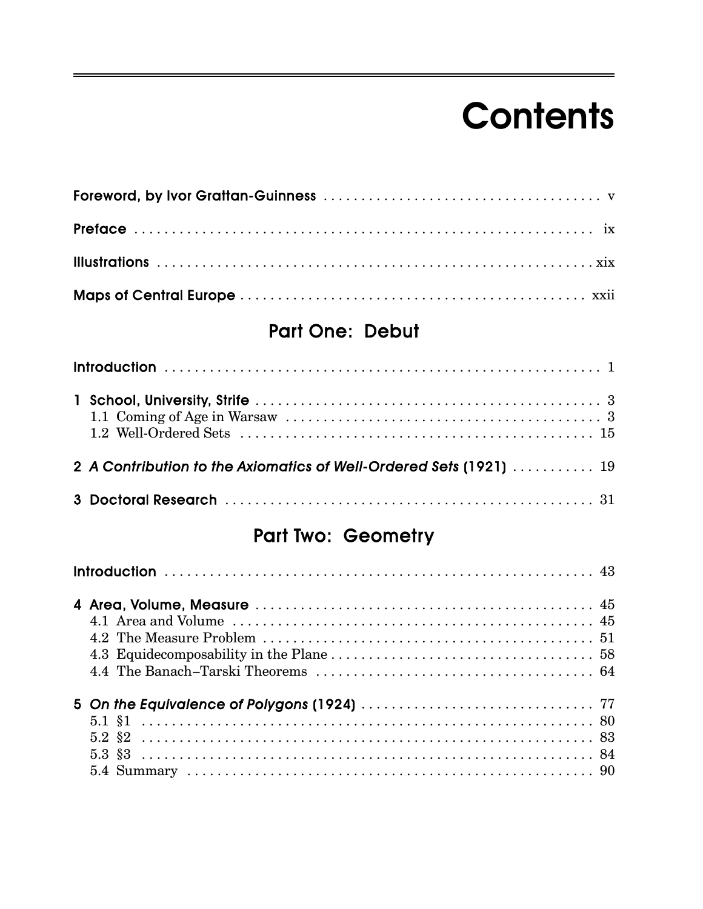# Contents

**Foreword, by Ivor Grattan-Guinness** . . . . . . . . . . . . . . . . . . . . . . . . . . . . . . . . . . . . v

**Preface** . . . . . . . . . . . . . . . . . . . . . . . . . . . . . . . . . . . . . . . . . . . . . . . . . . . . . . . . . ix

**Illustrations** . . . . . . . . . . . . . . . . . . . . . . . . . . . . . . . . . . . . . . . . . . . . . . . . . . . . . xix

**Maps of Central Europe** . . . . . . . . . . . . . . . . . . . . . . . . . . . . . . . . . . . . . . . . . . . . xxii

## Part One: Debut

**Introduction** . . . . . . . . . . . . . . . . . . . . . . . . . . . . . . . . . . . . . . . . . . . . . . . . . . . . . 1

**1 School, University, Strife** . . . . . . . . . . . . . . . . . . . . . . . . . . . . . . . . . . . . . . . . . . . 3
- 1.1 Coming of Age in Warsaw . . . . . . . . . . . . . . . . . . . . . . . . . . . . . . . . . . . . . . . . . 3
- 1.2 Well-Ordered Sets . . . . . . . . . . . . . . . . . . . . . . . . . . . . . . . . . . . . . . . . . . . . . . 15

**2 *A Contribution to the Axiomatics of Well-Ordered Sets* (1921)** . . . . . . . . . . . 19

**3 Doctoral Research** . . . . . . . . . . . . . . . . . . . . . . . . . . . . . . . . . . . . . . . . . . . . . . . 31

## Part Two: Geometry

**Introduction** . . . . . . . . . . . . . . . . . . . . . . . . . . . . . . . . . . . . . . . . . . . . . . . . . . . . . 43

**4 Area, Volume, Measure** . . . . . . . . . . . . . . . . . . . . . . . . . . . . . . . . . . . . . . . . . . . . 45
- 4.1 Area and Volume . . . . . . . . . . . . . . . . . . . . . . . . . . . . . . . . . . . . . . . . . . . . . . . 45
- 4.2 The Measure Problem . . . . . . . . . . . . . . . . . . . . . . . . . . . . . . . . . . . . . . . . . . . 51
- 4.3 Equidecomposability in the Plane . . . . . . . . . . . . . . . . . . . . . . . . . . . . . . . . . . 58
- 4.4 The Banach–Tarski Theorems . . . . . . . . . . . . . . . . . . . . . . . . . . . . . . . . . . . . 64

**5 *On the Equivalence of Polygons* (1924)** . . . . . . . . . . . . . . . . . . . . . . . . . . . . . . 77
- 5.1 §1 . . . . . . . . . . . . . . . . . . . . . . . . . . . . . . . . . . . . . . . . . . . . . . . . . . . . . . . . . 80
- 5.2 §2 . . . . . . . . . . . . . . . . . . . . . . . . . . . . . . . . . . . . . . . . . . . . . . . . . . . . . . . . . 83
- 5.3 §3 . . . . . . . . . . . . . . . . . . . . . . . . . . . . . . . . . . . . . . . . . . . . . . . . . . . . . . . . . 84
- 5.4 Summary . . . . . . . . . . . . . . . . . . . . . . . . . . . . . . . . . . . . . . . . . . . . . . . . . . . . 90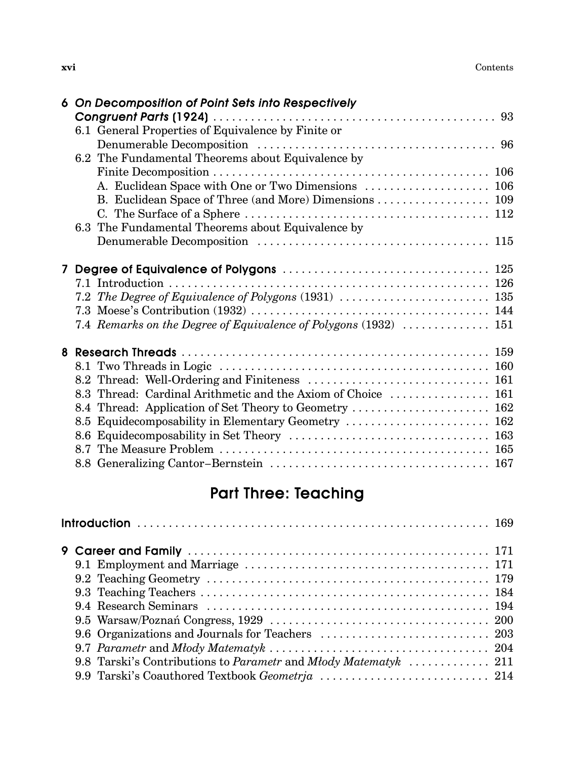**6 *On Decomposition of Point Sets into Respectively Congruent Parts* (1924)** . . . . . . . . . . 93

6.1 General Properties of Equivalence by Finite or Denumerable Decomposition . . . . . . . . . . 96

6.2 The Fundamental Theorems about Equivalence by Finite Decomposition . . . . . . . . . . 106

A. Euclidean Space with One or Two Dimensions . . . . . . . . . . 106

B. Euclidean Space of Three (and More) Dimensions . . . . . . . . . . 109

C. The Surface of a Sphere . . . . . . . . . . 112

6.3 The Fundamental Theorems about Equivalence by Denumerable Decomposition . . . . . . . . . . 115

**7 Degree of Equivalence of Polygons** . . . . . . . . . . 125

7.1 Introduction . . . . . . . . . . 126

7.2 *The Degree of Equivalence of Polygons* (1931) . . . . . . . . . . 135

7.3 Moese's Contribution (1932) . . . . . . . . . . 144

7.4 *Remarks on the Degree of Equivalence of Polygons* (1932) . . . . . . . . . . 151

**8 Research Threads** . . . . . . . . . . 159

8.1 Two Threads in Logic . . . . . . . . . . 160

8.2 Thread: Well-Ordering and Finiteness . . . . . . . . . . 161

8.3 Thread: Cardinal Arithmetic and the Axiom of Choice . . . . . . . . . . 161

8.4 Thread: Application of Set Theory to Geometry . . . . . . . . . . 162

8.5 Equidecomposability in Elementary Geometry . . . . . . . . . . 162

8.6 Equidecomposability in Set Theory . . . . . . . . . . 163

8.7 The Measure Problem . . . . . . . . . . 165

8.8 Generalizing Cantor–Bernstein . . . . . . . . . . 167

# Part Three: Teaching

**Introduction** . . . . . . . . . . 169

**9 Career and Family** . . . . . . . . . . 171

9.1 Employment and Marriage . . . . . . . . . . 171

9.2 Teaching Geometry . . . . . . . . . . 179

9.3 Teaching Teachers . . . . . . . . . . 184

9.4 Research Seminars . . . . . . . . . . 194

9.5 Warsaw/Poznań Congress, 1929 . . . . . . . . . . 200

9.6 Organizations and Journals for Teachers . . . . . . . . . . 203

9.7 *Parametr* and *Młody Matematyk* . . . . . . . . . . 204

9.8 Tarski's Contributions to *Parametr* and *Młody Matematyk* . . . . . . . . . . 211

9.9 Tarski's Coauthored Textbook *Geometrja* . . . . . . . . . . 214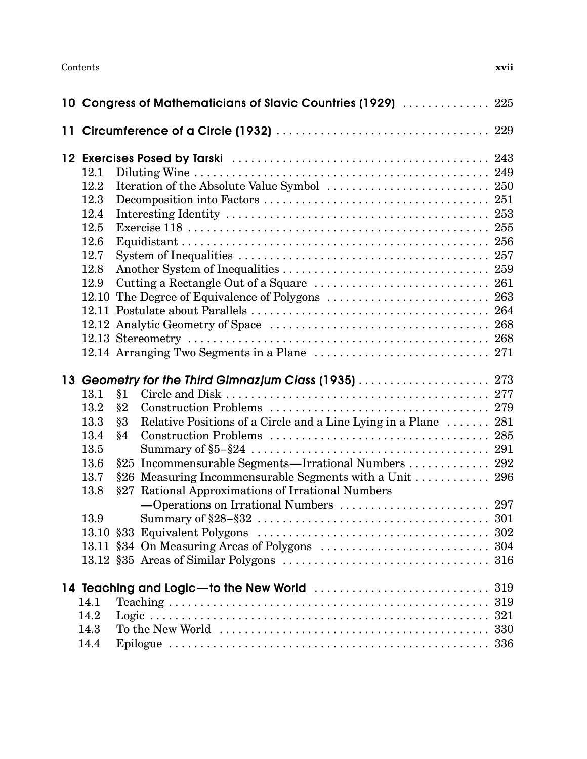**10 Congress of Mathematicians of Slavic Countries (1929)** . . . . . . . . . . . . . . 225

**11 Circumference of a Circle (1932)** . . . . . . . . . . . . . . . . . . . . . . . . . . . . . . . . . . 229

**12 Exercises Posed by Tarski** . . . . . . . . . . . . . . . . . . . . . . . . . . . . . . . . . . . . . . . . 243

- 12.1 Diluting Wine . . . . . . . . . . . . . . . . . . . . . . . . . . . . . . . . . . . . . . . . . . . . . . . 249
- 12.2 Iteration of the Absolute Value Symbol . . . . . . . . . . . . . . . . . . . . . . . . . . 250
- 12.3 Decomposition into Factors . . . . . . . . . . . . . . . . . . . . . . . . . . . . . . . . . . . . 251
- 12.4 Interesting Identity . . . . . . . . . . . . . . . . . . . . . . . . . . . . . . . . . . . . . . . . . . . 253
- 12.5 Exercise 118 . . . . . . . . . . . . . . . . . . . . . . . . . . . . . . . . . . . . . . . . . . . . . . . . 255
- 12.6 Equidistant . . . . . . . . . . . . . . . . . . . . . . . . . . . . . . . . . . . . . . . . . . . . . . . . . 256
- 12.7 System of Inequalities . . . . . . . . . . . . . . . . . . . . . . . . . . . . . . . . . . . . . . . . 257
- 12.8 Another System of Inequalities . . . . . . . . . . . . . . . . . . . . . . . . . . . . . . . . . 259
- 12.9 Cutting a Rectangle Out of a Square . . . . . . . . . . . . . . . . . . . . . . . . . . . . 261
- 12.10 The Degree of Equivalence of Polygons . . . . . . . . . . . . . . . . . . . . . . . . . . 263
- 12.11 Postulate about Parallels . . . . . . . . . . . . . . . . . . . . . . . . . . . . . . . . . . . . . . 264
- 12.12 Analytic Geometry of Space . . . . . . . . . . . . . . . . . . . . . . . . . . . . . . . . . . . 268
- 12.13 Stereometry . . . . . . . . . . . . . . . . . . . . . . . . . . . . . . . . . . . . . . . . . . . . . . . . 268
- 12.14 Arranging Two Segments in a Plane . . . . . . . . . . . . . . . . . . . . . . . . . . . . 271

**13 *Geometry for the Third Gimnazjum Class* (1935)** . . . . . . . . . . . . . . . . . . . . . 273

- 13.1 §1 Circle and Disk . . . . . . . . . . . . . . . . . . . . . . . . . . . . . . . . . . . . . . . . . . 277
- 13.2 §2 Construction Problems . . . . . . . . . . . . . . . . . . . . . . . . . . . . . . . . . . . 279
- 13.3 §3 Relative Positions of a Circle and a Line Lying in a Plane . . . . . . . 281
- 13.4 §4 Construction Problems . . . . . . . . . . . . . . . . . . . . . . . . . . . . . . . . . . . 285
- 13.5 Summary of §5–§24 . . . . . . . . . . . . . . . . . . . . . . . . . . . . . . . . . . . . . 291
- 13.6 §25 Incommensurable Segments—Irrational Numbers . . . . . . . . . . . . . 292
- 13.7 §26 Measuring Incommensurable Segments with a Unit . . . . . . . . . . . . 296
- 13.8 §27 Rational Approximations of Irrational Numbers —Operations on Irrational Numbers . . . . . . . . . . . . . . . . . . . . . . . . 297
- 13.9 Summary of §28–§32 . . . . . . . . . . . . . . . . . . . . . . . . . . . . . . . . . . . . 301
- 13.10 §33 Equivalent Polygons . . . . . . . . . . . . . . . . . . . . . . . . . . . . . . . . . . . . 302
- 13.11 §34 On Measuring Areas of Polygons . . . . . . . . . . . . . . . . . . . . . . . . . . 304
- 13.12 §35 Areas of Similar Polygons . . . . . . . . . . . . . . . . . . . . . . . . . . . . . . . . 316

**14 Teaching and Logic—to the New World** . . . . . . . . . . . . . . . . . . . . . . . . . . . . 319

- 14.1 Teaching . . . . . . . . . . . . . . . . . . . . . . . . . . . . . . . . . . . . . . . . . . . . . . . . . . . 319
- 14.2 Logic . . . . . . . . . . . . . . . . . . . . . . . . . . . . . . . . . . . . . . . . . . . . . . . . . . . . . 321
- 14.3 To the New World . . . . . . . . . . . . . . . . . . . . . . . . . . . . . . . . . . . . . . . . . . . 330
- 14.4 Epilogue . . . . . . . . . . . . . . . . . . . . . . . . . . . . . . . . . . . . . . . . . . . . . . . . . . . 336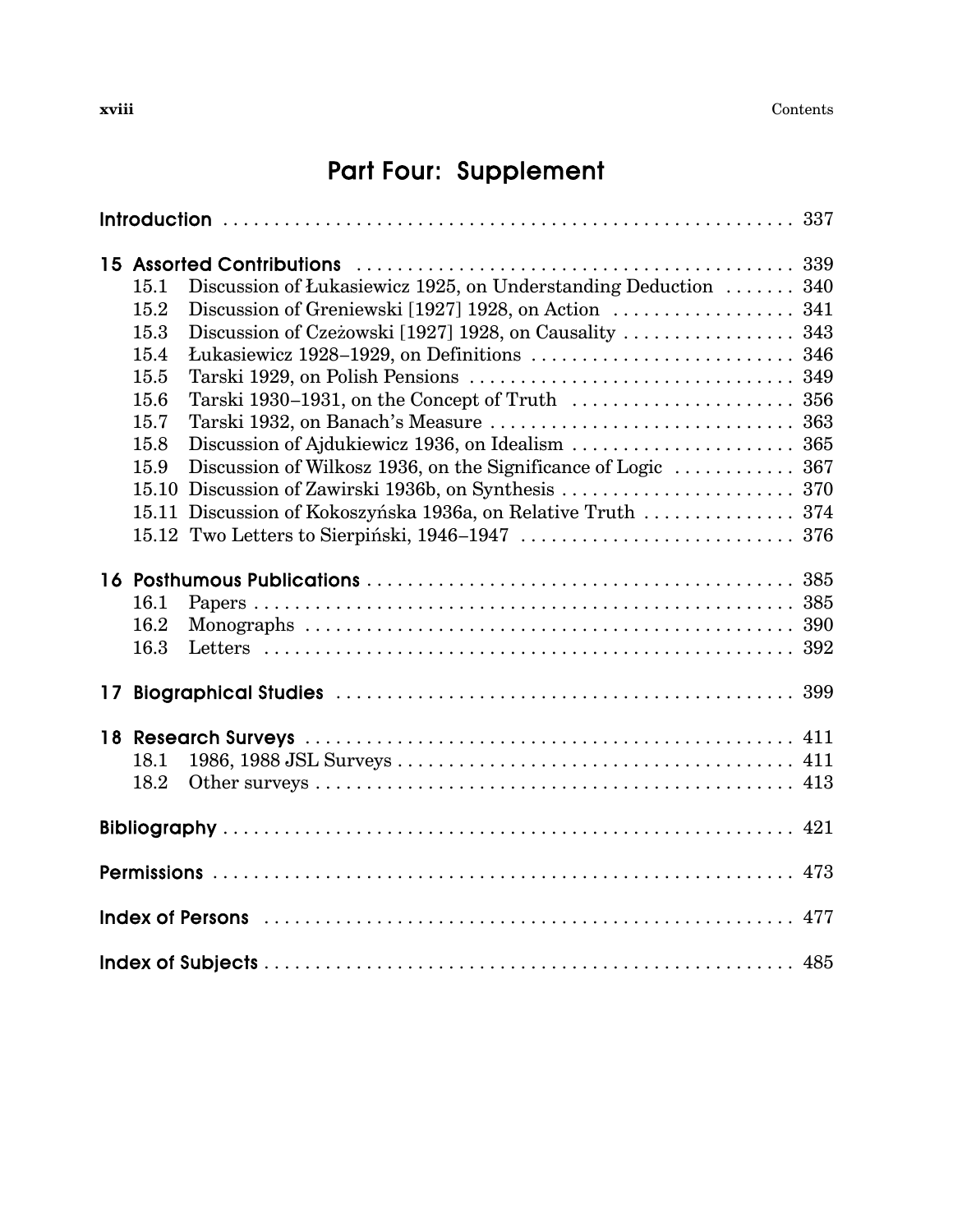# Part Four: Supplement

**Introduction** . . . . . . . . . . . . . . . . . . . . . . . . . . . . . . . . . . . . . . . . . . . . . . . . . . . . . 337

**15 Assorted Contributions** . . . . . . . . . . . . . . . . . . . . . . . . . . . . . . . . . . . . . . . . . . . 339

- 15.1 Discussion of Łukasiewicz 1925, on Understanding Deduction . . . . . . . 340
- 15.2 Discussion of Greniewski [1927] 1928, on Action . . . . . . . . . . . . . . . . . . 341
- 15.3 Discussion of Czeżowski [1927] 1928, on Causality . . . . . . . . . . . . . . . . . 343
- 15.4 Łukasiewicz 1928–1929, on Definitions . . . . . . . . . . . . . . . . . . . . . . . . . . 346
- 15.5 Tarski 1929, on Polish Pensions . . . . . . . . . . . . . . . . . . . . . . . . . . . . . . . 349
- 15.6 Tarski 1930–1931, on the Concept of Truth . . . . . . . . . . . . . . . . . . . . . . 356
- 15.7 Tarski 1932, on Banach's Measure . . . . . . . . . . . . . . . . . . . . . . . . . . . . . . 363
- 15.8 Discussion of Ajdukiewicz 1936, on Idealism . . . . . . . . . . . . . . . . . . . . . . 365
- 15.9 Discussion of Wilkosz 1936, on the Significance of Logic . . . . . . . . . . . . 367
- 15.10 Discussion of Zawirski 1936b, on Synthesis . . . . . . . . . . . . . . . . . . . . . . . 370
- 15.11 Discussion of Kokoszyńska 1936a, on Relative Truth . . . . . . . . . . . . . . . 374
- 15.12 Two Letters to Sierpiński, 1946–1947 . . . . . . . . . . . . . . . . . . . . . . . . . . . 376

**16 Posthumous Publications** . . . . . . . . . . . . . . . . . . . . . . . . . . . . . . . . . . . . . . . . . . 385

- 16.1 Papers . . . . . . . . . . . . . . . . . . . . . . . . . . . . . . . . . . . . . . . . . . . . . . . . . . . . 385
- 16.2 Monographs . . . . . . . . . . . . . . . . . . . . . . . . . . . . . . . . . . . . . . . . . . . . . . . . 390
- 16.3 Letters . . . . . . . . . . . . . . . . . . . . . . . . . . . . . . . . . . . . . . . . . . . . . . . . . . . 392

**17 Biographical Studies** . . . . . . . . . . . . . . . . . . . . . . . . . . . . . . . . . . . . . . . . . . . . . . 399

**18 Research Surveys** . . . . . . . . . . . . . . . . . . . . . . . . . . . . . . . . . . . . . . . . . . . . . . . . 411

- 18.1 1986, 1988 JSL Surveys . . . . . . . . . . . . . . . . . . . . . . . . . . . . . . . . . . . . . . . 411
- 18.2 Other surveys . . . . . . . . . . . . . . . . . . . . . . . . . . . . . . . . . . . . . . . . . . . . . . . 413

**Bibliography** . . . . . . . . . . . . . . . . . . . . . . . . . . . . . . . . . . . . . . . . . . . . . . . . . . . . . 421

**Permissions** . . . . . . . . . . . . . . . . . . . . . . . . . . . . . . . . . . . . . . . . . . . . . . . . . . . . . 473

**Index of Persons** . . . . . . . . . . . . . . . . . . . . . . . . . . . . . . . . . . . . . . . . . . . . . . . . . 477

**Index of Subjects** . . . . . . . . . . . . . . . . . . . . . . . . . . . . . . . . . . . . . . . . . . . . . . . . . 485